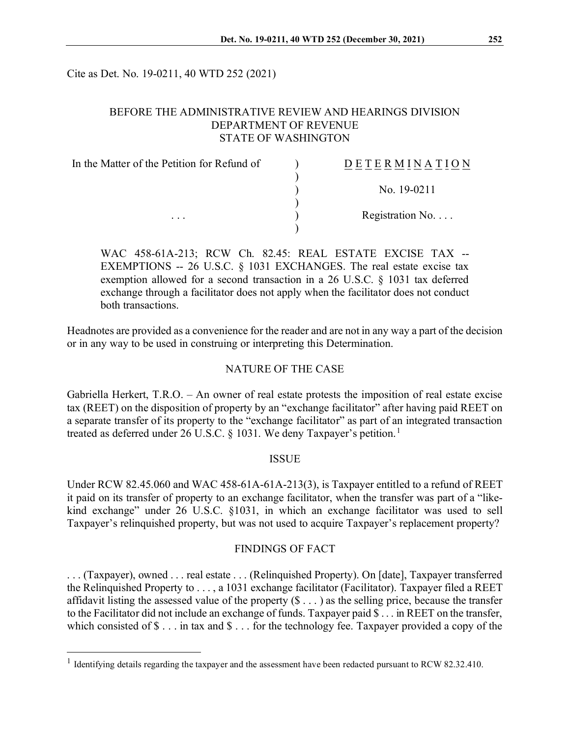Cite as Det. No. 19-0211, 40 WTD 252 (2021)

BEFORE THE ADMINISTRATIVE REVIEW AND HEARINGS DIVISION
DEPARTMENT OF REVENUE
STATE OF WASHINGTON

| In the Matter of the Petition for Refund of | ) | DETERMINATION |
|---|---|---|
| | ) | |
| | ) | No. 19-0211 |
| | ) | |
| . . . | ) | Registration No. . . . |
| | ) | |

WAC 458-61A-213; RCW Ch. 82.45: REAL ESTATE EXCISE TAX -- EXEMPTIONS -- 26 U.S.C. § 1031 EXCHANGES. The real estate excise tax exemption allowed for a second transaction in a 26 U.S.C. § 1031 tax deferred exchange through a facilitator does not apply when the facilitator does not conduct both transactions.

Headnotes are provided as a convenience for the reader and are not in any way a part of the decision or in any way to be used in construing or interpreting this Determination.

## NATURE OF THE CASE

Gabriella Herkert, T.R.O. – An owner of real estate protests the imposition of real estate excise tax (REET) on the disposition of property by an "exchange facilitator" after having paid REET on a separate transfer of its property to the "exchange facilitator" as part of an integrated transaction treated as deferred under 26 U.S.C. § 1031. We deny Taxpayer's petition.[1]

## ISSUE

Under RCW 82.45.060 and WAC 458-61A-61A-213(3), is Taxpayer entitled to a refund of REET it paid on its transfer of property to an exchange facilitator, when the transfer was part of a "like-kind exchange" under 26 U.S.C. §1031, in which an exchange facilitator was used to sell Taxpayer's relinquished property, but was not used to acquire Taxpayer's replacement property?

## FINDINGS OF FACT

. . . (Taxpayer), owned . . . real estate . . . (Relinquished Property). On [date], Taxpayer transferred the Relinquished Property to . . . , a 1031 exchange facilitator (Facilitator). Taxpayer filed a REET affidavit listing the assessed value of the property ($ . . . ) as the selling price, because the transfer to the Facilitator did not include an exchange of funds. Taxpayer paid $ . . . in REET on the transfer, which consisted of $ . . . in tax and $ . . . for the technology fee. Taxpayer provided a copy of the

[1] Identifying details regarding the taxpayer and the assessment have been redacted pursuant to RCW 82.32.410.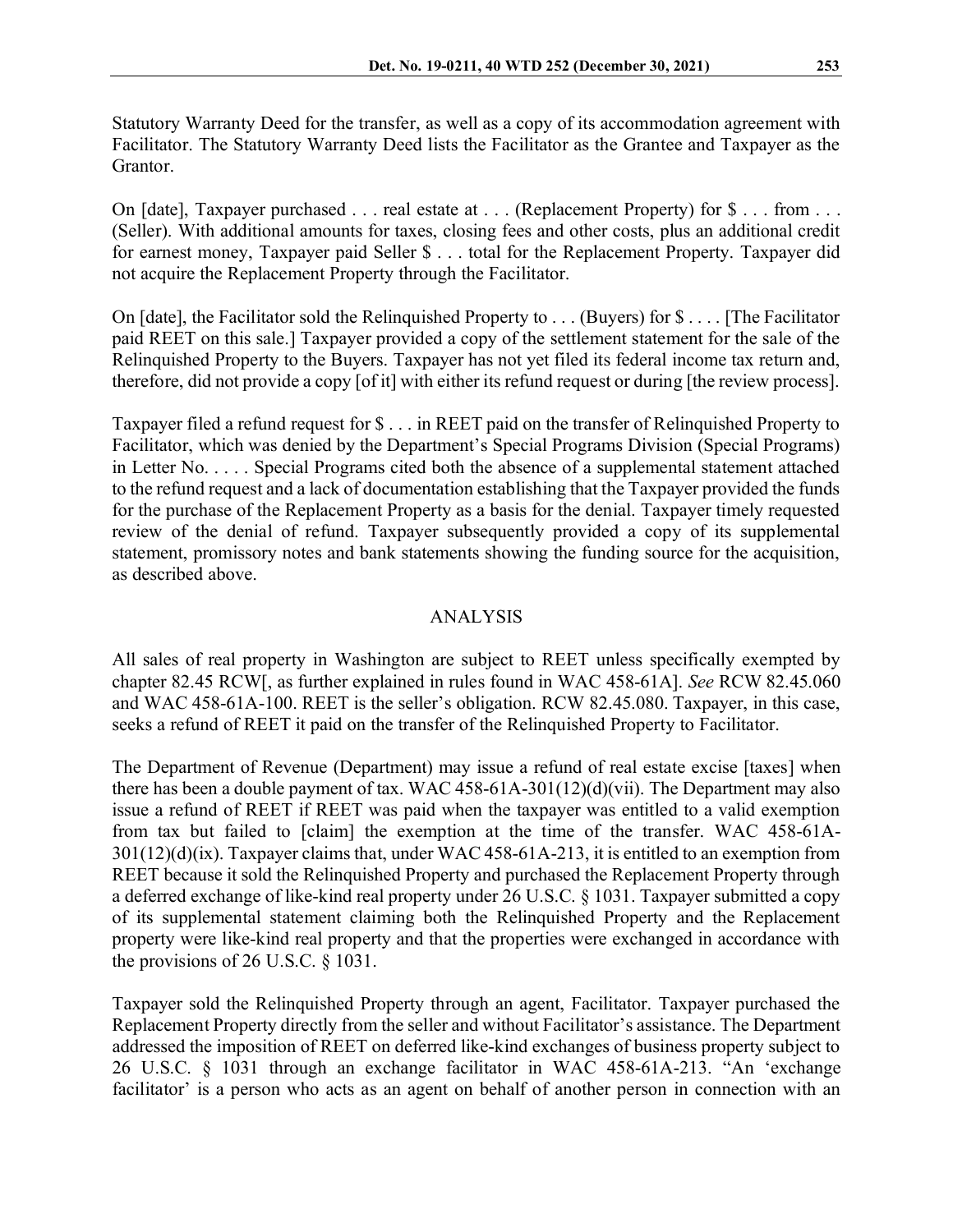Statutory Warranty Deed for the transfer, as well as a copy of its accommodation agreement with Facilitator. The Statutory Warranty Deed lists the Facilitator as the Grantee and Taxpayer as the Grantor.

On [date], Taxpayer purchased . . . real estate at . . . (Replacement Property) for $ . . . from . . . (Seller). With additional amounts for taxes, closing fees and other costs, plus an additional credit for earnest money, Taxpayer paid Seller $ . . . total for the Replacement Property. Taxpayer did not acquire the Replacement Property through the Facilitator.

On [date], the Facilitator sold the Relinquished Property to . . . (Buyers) for $ . . . . [The Facilitator paid REET on this sale.] Taxpayer provided a copy of the settlement statement for the sale of the Relinquished Property to the Buyers. Taxpayer has not yet filed its federal income tax return and, therefore, did not provide a copy [of it] with either its refund request or during [the review process].

Taxpayer filed a refund request for $ . . . in REET paid on the transfer of Relinquished Property to Facilitator, which was denied by the Department's Special Programs Division (Special Programs) in Letter No. . . . . Special Programs cited both the absence of a supplemental statement attached to the refund request and a lack of documentation establishing that the Taxpayer provided the funds for the purchase of the Replacement Property as a basis for the denial. Taxpayer timely requested review of the denial of refund. Taxpayer subsequently provided a copy of its supplemental statement, promissory notes and bank statements showing the funding source for the acquisition, as described above.

## ANALYSIS

All sales of real property in Washington are subject to REET unless specifically exempted by chapter 82.45 RCW[, as further explained in rules found in WAC 458-61A]. *See* RCW 82.45.060 and WAC 458-61A-100. REET is the seller's obligation. RCW 82.45.080. Taxpayer, in this case, seeks a refund of REET it paid on the transfer of the Relinquished Property to Facilitator.

The Department of Revenue (Department) may issue a refund of real estate excise [taxes] when there has been a double payment of tax. WAC 458-61A-301(12)(d)(vii). The Department may also issue a refund of REET if REET was paid when the taxpayer was entitled to a valid exemption from tax but failed to [claim] the exemption at the time of the transfer. WAC 458-61A-301(12)(d)(ix). Taxpayer claims that, under WAC 458-61A-213, it is entitled to an exemption from REET because it sold the Relinquished Property and purchased the Replacement Property through a deferred exchange of like-kind real property under 26 U.S.C. § 1031. Taxpayer submitted a copy of its supplemental statement claiming both the Relinquished Property and the Replacement property were like-kind real property and that the properties were exchanged in accordance with the provisions of 26 U.S.C. § 1031.

Taxpayer sold the Relinquished Property through an agent, Facilitator. Taxpayer purchased the Replacement Property directly from the seller and without Facilitator's assistance. The Department addressed the imposition of REET on deferred like-kind exchanges of business property subject to 26 U.S.C. § 1031 through an exchange facilitator in WAC 458-61A-213. "An 'exchange facilitator' is a person who acts as an agent on behalf of another person in connection with an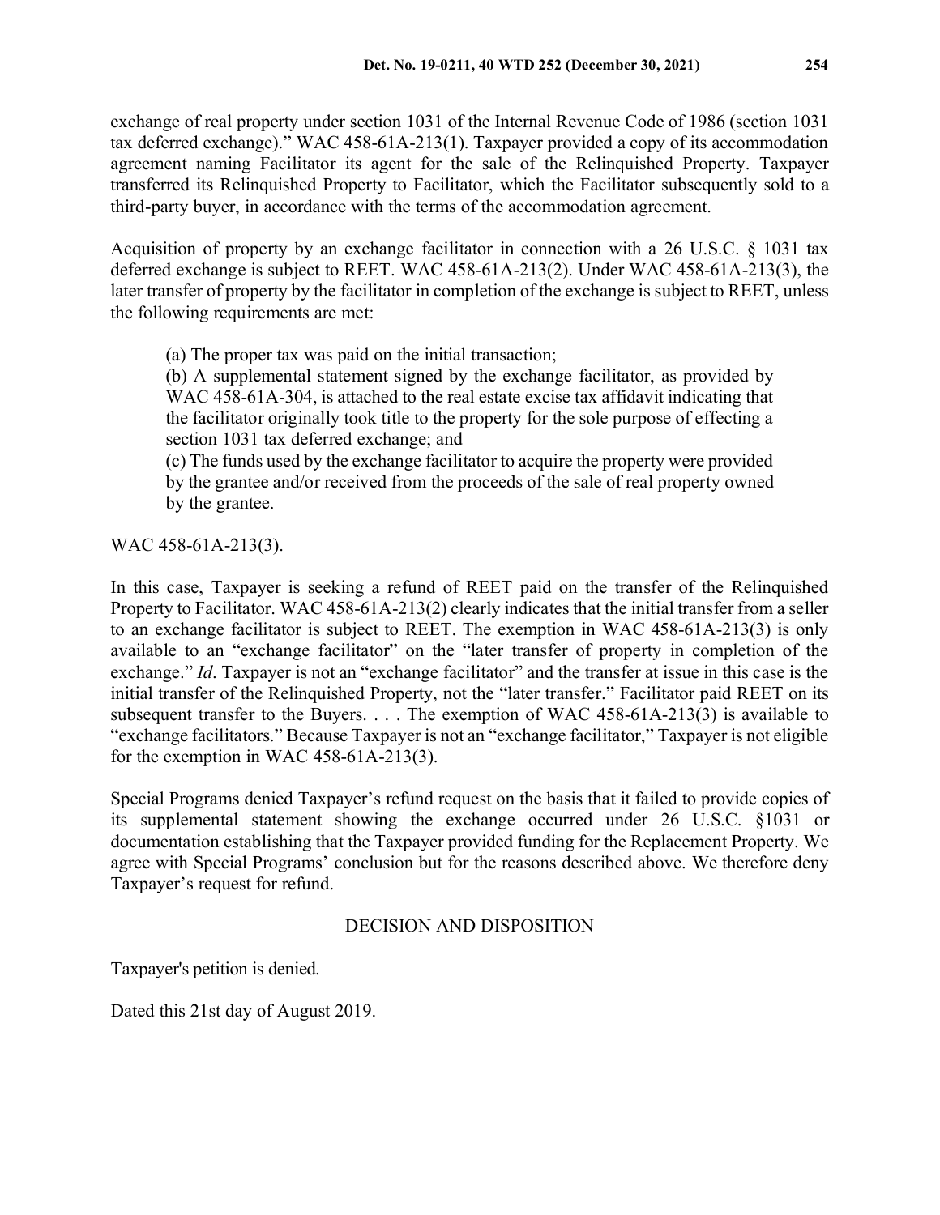exchange of real property under section 1031 of the Internal Revenue Code of 1986 (section 1031 tax deferred exchange)." WAC 458-61A-213(1). Taxpayer provided a copy of its accommodation agreement naming Facilitator its agent for the sale of the Relinquished Property. Taxpayer transferred its Relinquished Property to Facilitator, which the Facilitator subsequently sold to a third-party buyer, in accordance with the terms of the accommodation agreement.

Acquisition of property by an exchange facilitator in connection with a 26 U.S.C. § 1031 tax deferred exchange is subject to REET. WAC 458-61A-213(2). Under WAC 458-61A-213(3), the later transfer of property by the facilitator in completion of the exchange is subject to REET, unless the following requirements are met:

> (a) The proper tax was paid on the initial transaction;
> (b) A supplemental statement signed by the exchange facilitator, as provided by WAC 458-61A-304, is attached to the real estate excise tax affidavit indicating that the facilitator originally took title to the property for the sole purpose of effecting a section 1031 tax deferred exchange; and
> (c) The funds used by the exchange facilitator to acquire the property were provided by the grantee and/or received from the proceeds of the sale of real property owned by the grantee.

WAC 458-61A-213(3).

In this case, Taxpayer is seeking a refund of REET paid on the transfer of the Relinquished Property to Facilitator. WAC 458-61A-213(2) clearly indicates that the initial transfer from a seller to an exchange facilitator is subject to REET. The exemption in WAC 458-61A-213(3) is only available to an "exchange facilitator" on the "later transfer of property in completion of the exchange." *Id*. Taxpayer is not an "exchange facilitator" and the transfer at issue in this case is the initial transfer of the Relinquished Property, not the "later transfer." Facilitator paid REET on its subsequent transfer to the Buyers. . . . The exemption of WAC 458-61A-213(3) is available to "exchange facilitators." Because Taxpayer is not an "exchange facilitator," Taxpayer is not eligible for the exemption in WAC 458-61A-213(3).

Special Programs denied Taxpayer's refund request on the basis that it failed to provide copies of its supplemental statement showing the exchange occurred under 26 U.S.C. §1031 or documentation establishing that the Taxpayer provided funding for the Replacement Property. We agree with Special Programs' conclusion but for the reasons described above. We therefore deny Taxpayer's request for refund.

## DECISION AND DISPOSITION

Taxpayer's petition is denied.

Dated this 21st day of August 2019.